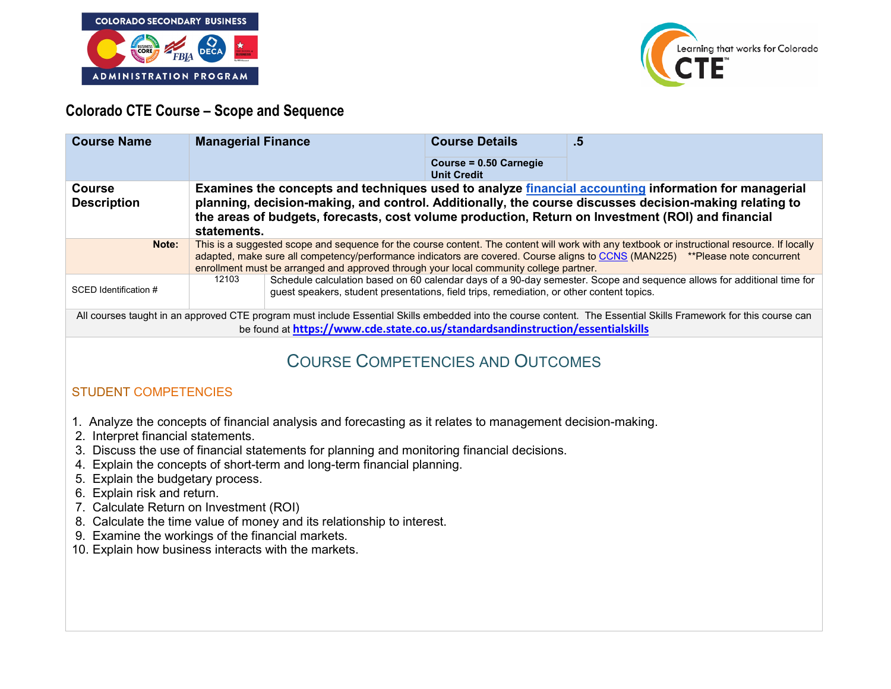# Colorado CTE Course – Scope and Sequence

| **Course Name** | **Managerial Finance** | | **Course Details** | **.5** |
|---|---|---|---|---|
| | | | **Course = 0.50 Carnegie Unit Credit** | |
| **Course Description** | **Examines the concepts and techniques used to analyze [financial accounting](financial accounting) information for managerial planning, decision-making, and control. Additionally, the course discusses decision-making relating to the areas of budgets, forecasts, cost volume production, Return on Investment (ROI) and financial statements.** | | | |
| **Note:** | This is a suggested scope and sequence for the course content. The content will work with any textbook or instructional resource. If locally adapted, make sure all competency/performance indicators are covered. Course aligns to CCNS (MAN225) **Please note concurrent enrollment must be arranged and approved through your local community college partner. | | | |
| SCED Identification # | 12103 | Schedule calculation based on 60 calendar days of a 90-day semester. Scope and sequence allows for additional time for guest speakers, student presentations, field trips, remediation, or other content topics. | | |

All courses taught in an approved CTE program must include Essential Skills embedded into the course content. The Essential Skills Framework for this course can be found at **https://www.cde.state.co.us/standardsandinstruction/essentialskills**

## Course Competencies and Outcomes

### Student Competencies

1. Analyze the concepts of financial analysis and forecasting as it relates to management decision-making.
2. Interpret financial statements.
3. Discuss the use of financial statements for planning and monitoring financial decisions.
4. Explain the concepts of short-term and long-term financial planning.
5. Explain the budgetary process.
6. Explain risk and return.
7. Calculate Return on Investment (ROI)
8. Calculate the time value of money and its relationship to interest.
9. Examine the workings of the financial markets.
10. Explain how business interacts with the markets.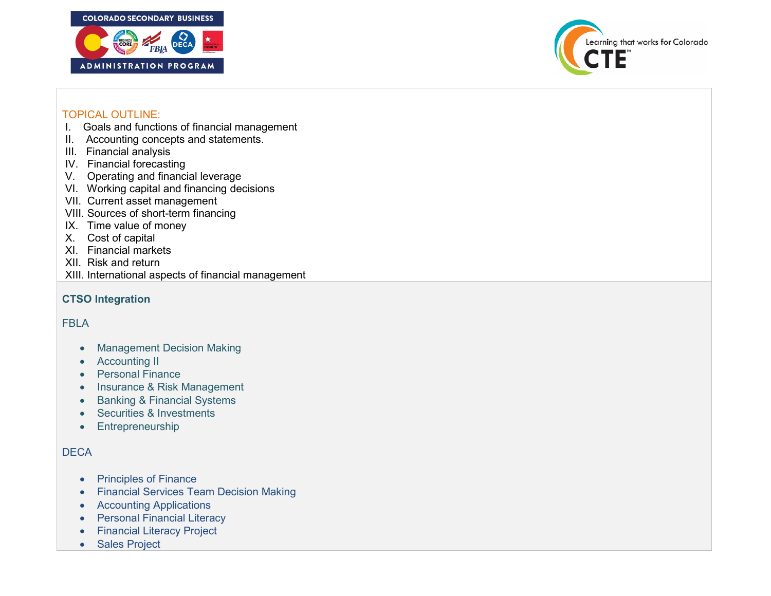TOPICAL OUTLINE:

I. Goals and functions of financial management
II. Accounting concepts and statements.
III. Financial analysis
IV. Financial forecasting
V. Operating and financial leverage
VI. Working capital and financing decisions
VII. Current asset management
VIII. Sources of short-term financing
IX. Time value of money
X. Cost of capital
XI. Financial markets
XII. Risk and return
XIII. International aspects of financial management

**CTSO Integration**

FBLA

- Management Decision Making
- Accounting II
- Personal Finance
- Insurance & Risk Management
- Banking & Financial Systems
- Securities & Investments
- Entrepreneurship

DECA

- Principles of Finance
- Financial Services Team Decision Making
- Accounting Applications
- Personal Financial Literacy
- Financial Literacy Project
- Sales Project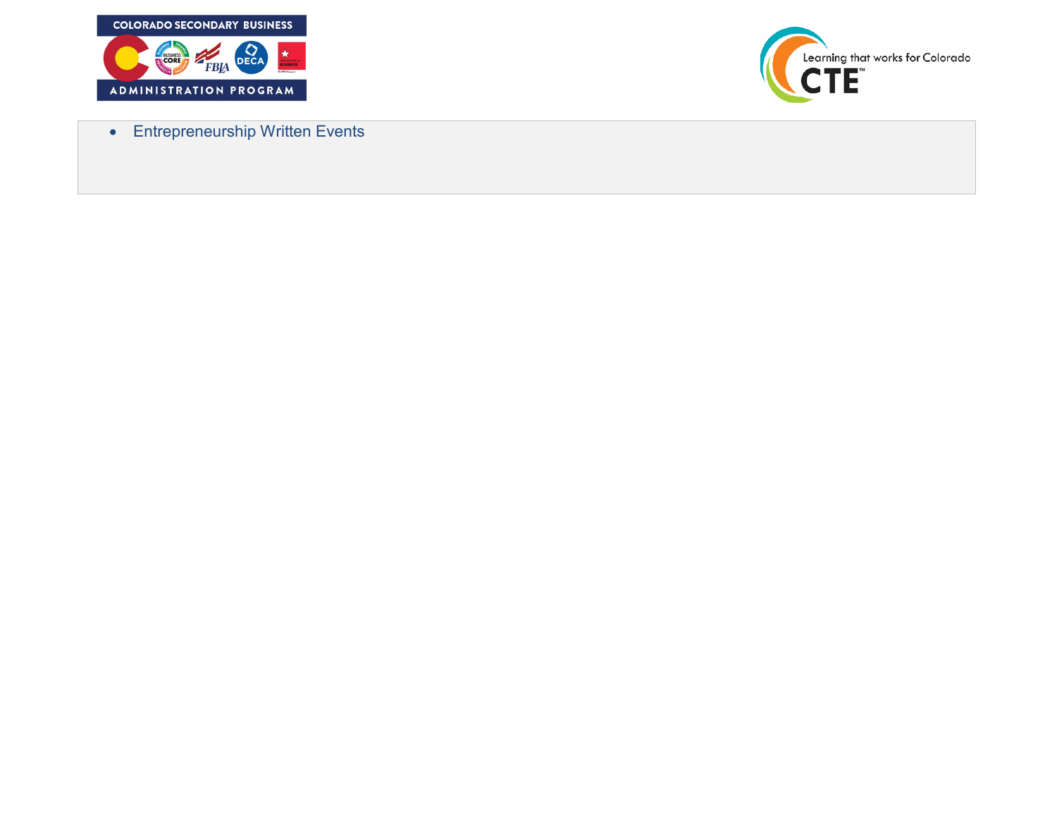- Entrepreneurship Written Events